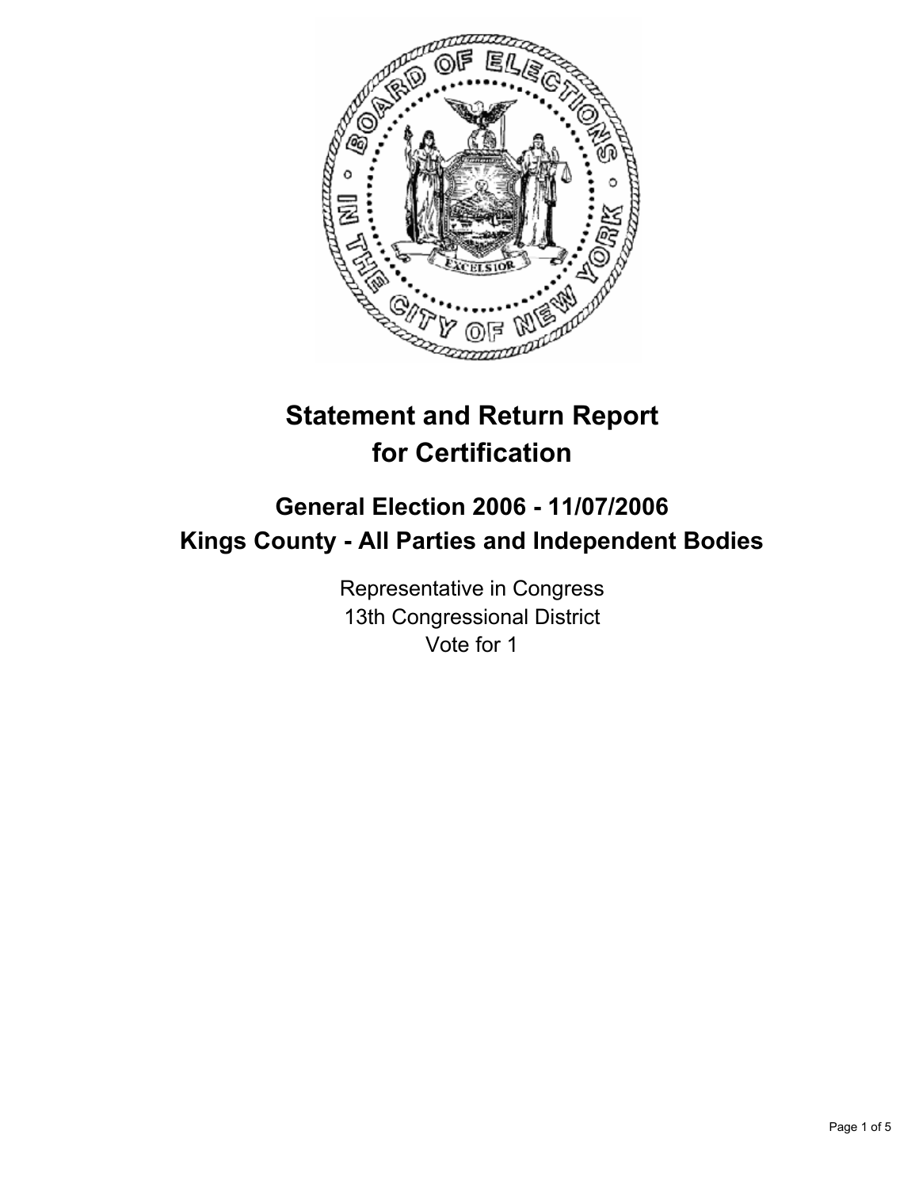# Statement and Return Report for Certification

## General Election 2006 - 11/07/2006
## Kings County - All Parties and Independent Bodies

Representative in Congress
13th Congressional District
Vote for 1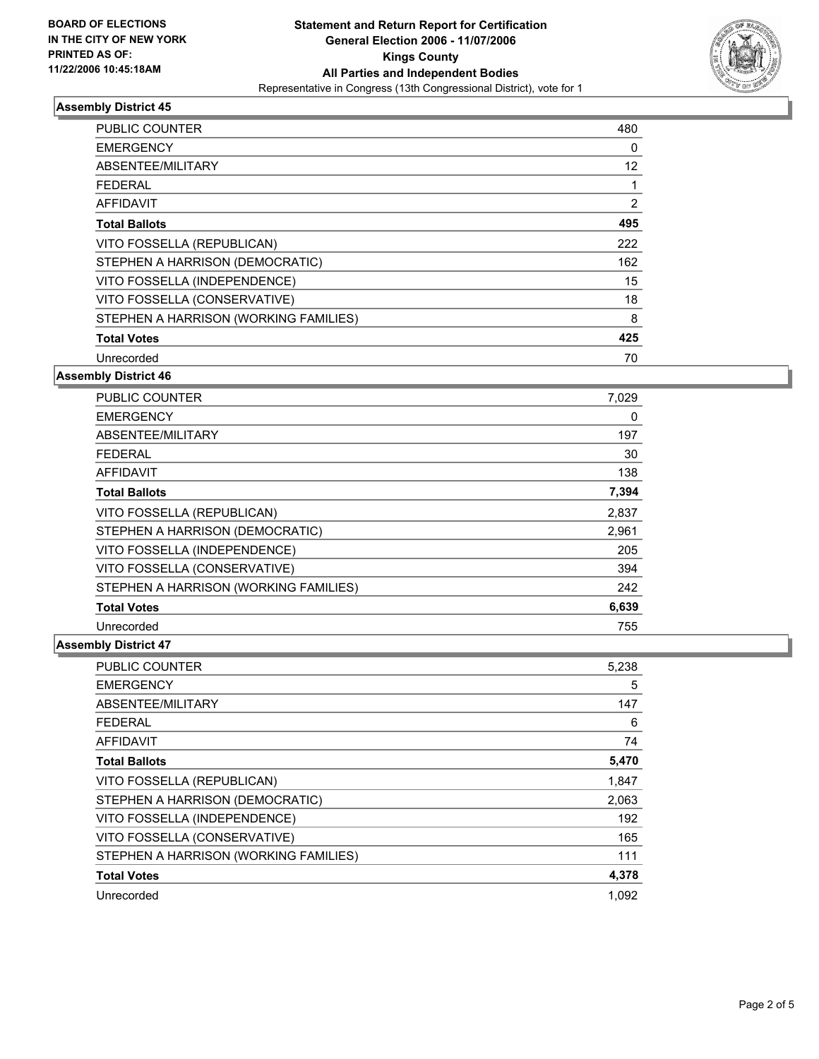**BOARD OF ELECTIONS IN THE CITY OF NEW YORK PRINTED AS OF: 11/22/2006 10:45:18AM**

# Statement and Return Report for Certification
## General Election 2006 - 11/07/2006
## Kings County
## All Parties and Independent Bodies
Representative in Congress (13th Congressional District), vote for 1

### Assembly District 45

| | |
|---|---|
| PUBLIC COUNTER | 480 |
| EMERGENCY | 0 |
| ABSENTEE/MILITARY | 12 |
| FEDERAL | 1 |
| AFFIDAVIT | 2 |
| **Total Ballots** | **495** |
| VITO FOSSELLA (REPUBLICAN) | 222 |
| STEPHEN A HARRISON (DEMOCRATIC) | 162 |
| VITO FOSSELLA (INDEPENDENCE) | 15 |
| VITO FOSSELLA (CONSERVATIVE) | 18 |
| STEPHEN A HARRISON (WORKING FAMILIES) | 8 |
| **Total Votes** | **425** |
| Unrecorded | 70 |

### Assembly District 46

| | |
|---|---|
| PUBLIC COUNTER | 7,029 |
| EMERGENCY | 0 |
| ABSENTEE/MILITARY | 197 |
| FEDERAL | 30 |
| AFFIDAVIT | 138 |
| **Total Ballots** | **7,394** |
| VITO FOSSELLA (REPUBLICAN) | 2,837 |
| STEPHEN A HARRISON (DEMOCRATIC) | 2,961 |
| VITO FOSSELLA (INDEPENDENCE) | 205 |
| VITO FOSSELLA (CONSERVATIVE) | 394 |
| STEPHEN A HARRISON (WORKING FAMILIES) | 242 |
| **Total Votes** | **6,639** |
| Unrecorded | 755 |

### Assembly District 47

| | |
|---|---|
| PUBLIC COUNTER | 5,238 |
| EMERGENCY | 5 |
| ABSENTEE/MILITARY | 147 |
| FEDERAL | 6 |
| AFFIDAVIT | 74 |
| **Total Ballots** | **5,470** |
| VITO FOSSELLA (REPUBLICAN) | 1,847 |
| STEPHEN A HARRISON (DEMOCRATIC) | 2,063 |
| VITO FOSSELLA (INDEPENDENCE) | 192 |
| VITO FOSSELLA (CONSERVATIVE) | 165 |
| STEPHEN A HARRISON (WORKING FAMILIES) | 111 |
| **Total Votes** | **4,378** |
| Unrecorded | 1,092 |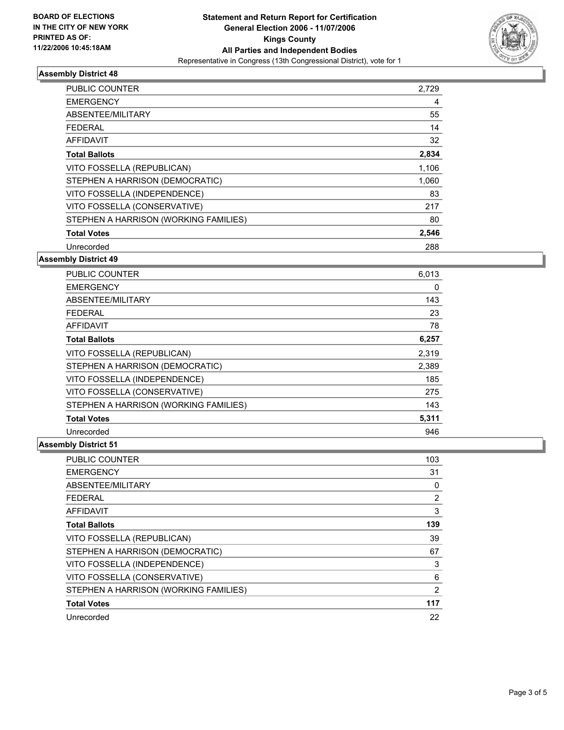**BOARD OF ELECTIONS IN THE CITY OF NEW YORK PRINTED AS OF: 11/22/2006 10:45:18AM**

# Statement and Return Report for Certification
## General Election 2006 - 11/07/2006
## Kings County
## All Parties and Independent Bodies
Representative in Congress (13th Congressional District), vote for 1

### Assembly District 48

| | |
|---|---|
| PUBLIC COUNTER | 2,729 |
| EMERGENCY | 4 |
| ABSENTEE/MILITARY | 55 |
| FEDERAL | 14 |
| AFFIDAVIT | 32 |
| **Total Ballots** | **2,834** |
| VITO FOSSELLA (REPUBLICAN) | 1,106 |
| STEPHEN A HARRISON (DEMOCRATIC) | 1,060 |
| VITO FOSSELLA (INDEPENDENCE) | 83 |
| VITO FOSSELLA (CONSERVATIVE) | 217 |
| STEPHEN A HARRISON (WORKING FAMILIES) | 80 |
| **Total Votes** | **2,546** |
| Unrecorded | 288 |

### Assembly District 49

| | |
|---|---|
| PUBLIC COUNTER | 6,013 |
| EMERGENCY | 0 |
| ABSENTEE/MILITARY | 143 |
| FEDERAL | 23 |
| AFFIDAVIT | 78 |
| **Total Ballots** | **6,257** |
| VITO FOSSELLA (REPUBLICAN) | 2,319 |
| STEPHEN A HARRISON (DEMOCRATIC) | 2,389 |
| VITO FOSSELLA (INDEPENDENCE) | 185 |
| VITO FOSSELLA (CONSERVATIVE) | 275 |
| STEPHEN A HARRISON (WORKING FAMILIES) | 143 |
| **Total Votes** | **5,311** |
| Unrecorded | 946 |

### Assembly District 51

| | |
|---|---|
| PUBLIC COUNTER | 103 |
| EMERGENCY | 31 |
| ABSENTEE/MILITARY | 0 |
| FEDERAL | 2 |
| AFFIDAVIT | 3 |
| **Total Ballots** | **139** |
| VITO FOSSELLA (REPUBLICAN) | 39 |
| STEPHEN A HARRISON (DEMOCRATIC) | 67 |
| VITO FOSSELLA (INDEPENDENCE) | 3 |
| VITO FOSSELLA (CONSERVATIVE) | 6 |
| STEPHEN A HARRISON (WORKING FAMILIES) | 2 |
| **Total Votes** | **117** |
| Unrecorded | 22 |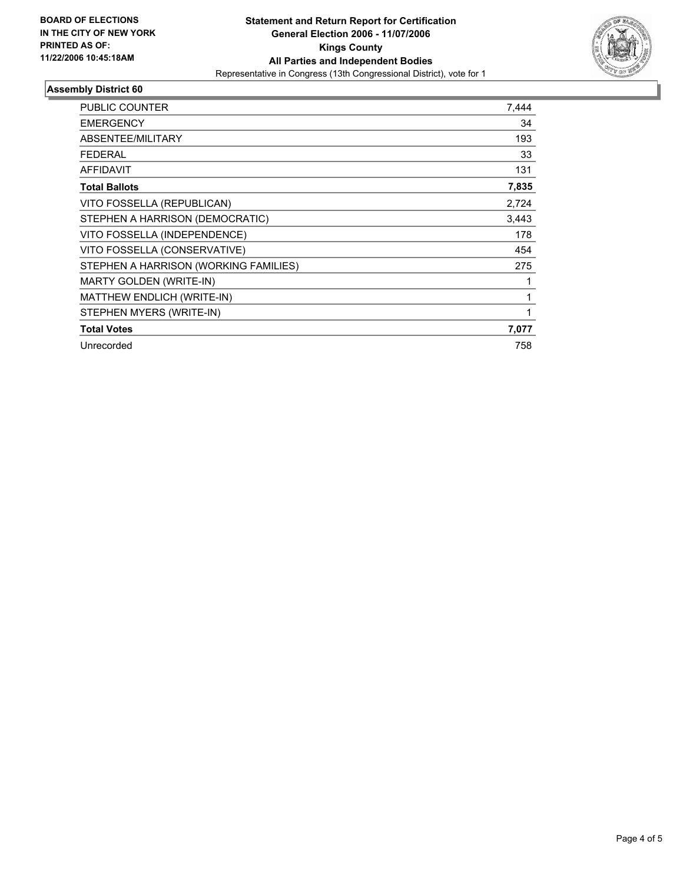**BOARD OF ELECTIONS IN THE CITY OF NEW YORK PRINTED AS OF: 11/22/2006 10:45:18AM**

**Statement and Return Report for Certification**
**General Election 2006 - 11/07/2006**
**Kings County**
**All Parties and Independent Bodies**
Representative in Congress (13th Congressional District), vote for 1

## Assembly District 60

| | |
|---|---|
| PUBLIC COUNTER | 7,444 |
| EMERGENCY | 34 |
| ABSENTEE/MILITARY | 193 |
| FEDERAL | 33 |
| AFFIDAVIT | 131 |
| **Total Ballots** | **7,835** |
| VITO FOSSELLA (REPUBLICAN) | 2,724 |
| STEPHEN A HARRISON (DEMOCRATIC) | 3,443 |
| VITO FOSSELLA (INDEPENDENCE) | 178 |
| VITO FOSSELLA (CONSERVATIVE) | 454 |
| STEPHEN A HARRISON (WORKING FAMILIES) | 275 |
| MARTY GOLDEN (WRITE-IN) | 1 |
| MATTHEW ENDLICH (WRITE-IN) | 1 |
| STEPHEN MYERS (WRITE-IN) | 1 |
| **Total Votes** | **7,077** |
| Unrecorded | 758 |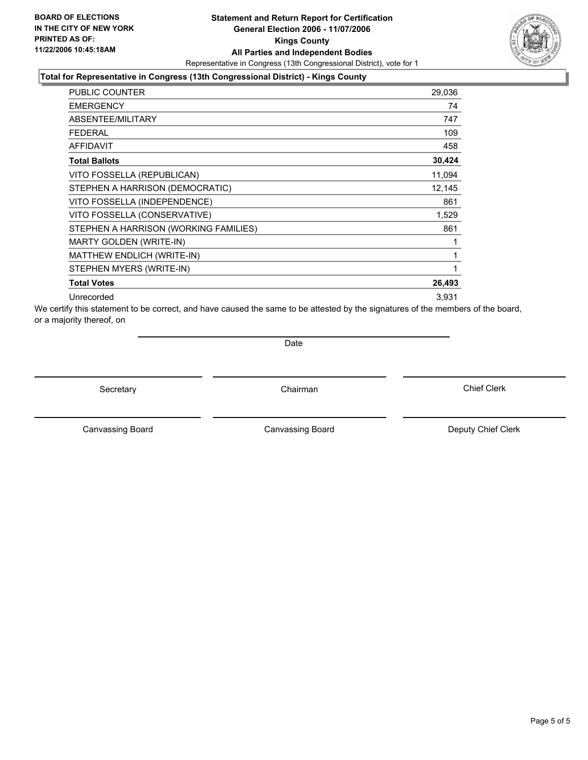**BOARD OF ELECTIONS IN THE CITY OF NEW YORK PRINTED AS OF: 11/22/2006 10:45:18AM**

**Statement and Return Report for Certification**
**General Election 2006 - 11/07/2006**
**Kings County**
**All Parties and Independent Bodies**
Representative in Congress (13th Congressional District), vote for 1

**Total for Representative in Congress (13th Congressional District) - Kings County**

| | |
|---|---|
| PUBLIC COUNTER | 29,036 |
| EMERGENCY | 74 |
| ABSENTEE/MILITARY | 747 |
| FEDERAL | 109 |
| AFFIDAVIT | 458 |
| **Total Ballots** | **30,424** |
| VITO FOSSELLA (REPUBLICAN) | 11,094 |
| STEPHEN A HARRISON (DEMOCRATIC) | 12,145 |
| VITO FOSSELLA (INDEPENDENCE) | 861 |
| VITO FOSSELLA (CONSERVATIVE) | 1,529 |
| STEPHEN A HARRISON (WORKING FAMILIES) | 861 |
| MARTY GOLDEN (WRITE-IN) | 1 |
| MATTHEW ENDLICH (WRITE-IN) | 1 |
| STEPHEN MYERS (WRITE-IN) | 1 |
| **Total Votes** | **26,493** |
| Unrecorded | 3,931 |

We certify this statement to be correct, and have caused the same to be attested by the signatures of the members of the board, or a majority thereof, on

Date

Secretary | Chairman | Chief Clerk

Canvassing Board | Canvassing Board | Deputy Chief Clerk